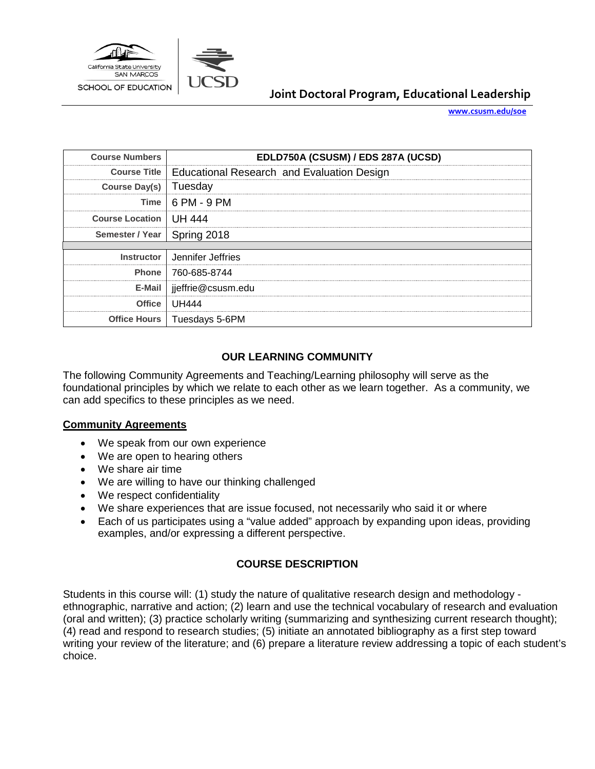California State University SAN MARCOS
SCHOOL OF EDUCATION

UCSD

**Joint Doctoral Program, Educational Leadership**

www.csusm.edu/soe

| Course Numbers | EDLD750A (CSUSM) / EDS 287A (UCSD) |
|---|---|
| Course Title | Educational Research and Evaluation Design |
| Course Day(s) | Tuesday |
| Time | 6 PM - 9 PM |
| Course Location | UH 444 |
| Semester / Year | Spring 2018 |
| Instructor | Jennifer Jeffries |
| Phone | 760-685-8744 |
| E-Mail | jjeffrie@csusm.edu |
| Office | UH444 |
| Office Hours | Tuesdays 5-6PM |

## OUR LEARNING COMMUNITY

The following Community Agreements and Teaching/Learning philosophy will serve as the foundational principles by which we relate to each other as we learn together. As a community, we can add specifics to these principles as we need.

### Community Agreements

- We speak from our own experience
- We are open to hearing others
- We share air time
- We are willing to have our thinking challenged
- We respect confidentiality
- We share experiences that are issue focused, not necessarily who said it or where
- Each of us participates using a "value added" approach by expanding upon ideas, providing examples, and/or expressing a different perspective.

## COURSE DESCRIPTION

Students in this course will: (1) study the nature of qualitative research design and methodology - ethnographic, narrative and action; (2) learn and use the technical vocabulary of research and evaluation (oral and written); (3) practice scholarly writing (summarizing and synthesizing current research thought); (4) read and respond to research studies; (5) initiate an annotated bibliography as a first step toward writing your review of the literature; and (6) prepare a literature review addressing a topic of each student's choice.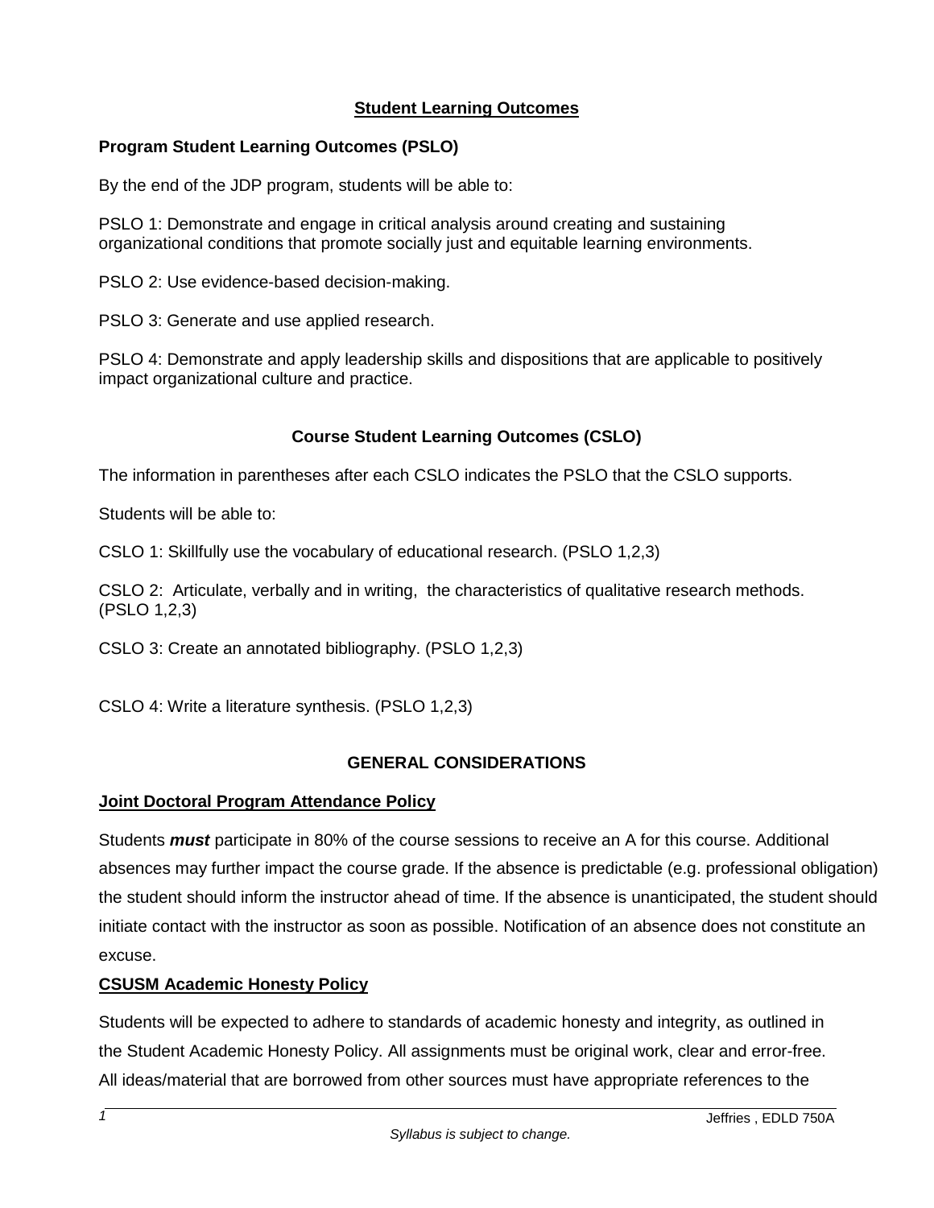## Student Learning Outcomes

### Program Student Learning Outcomes (PSLO)

By the end of the JDP program, students will be able to:

PSLO 1: Demonstrate and engage in critical analysis around creating and sustaining organizational conditions that promote socially just and equitable learning environments.

PSLO 2: Use evidence-based decision-making.

PSLO 3: Generate and use applied research.

PSLO 4: Demonstrate and apply leadership skills and dispositions that are applicable to positively impact organizational culture and practice.

### Course Student Learning Outcomes (CSLO)

The information in parentheses after each CSLO indicates the PSLO that the CSLO supports.

Students will be able to:

CSLO 1: Skillfully use the vocabulary of educational research. (PSLO 1,2,3)

CSLO 2: Articulate, verbally and in writing, the characteristics of qualitative research methods. (PSLO 1,2,3)

CSLO 3: Create an annotated bibliography. (PSLO 1,2,3)

CSLO 4: Write a literature synthesis. (PSLO 1,2,3)

## GENERAL CONSIDERATIONS

### Joint Doctoral Program Attendance Policy

Students ***must*** participate in 80% of the course sessions to receive an A for this course. Additional absences may further impact the course grade. If the absence is predictable (e.g. professional obligation) the student should inform the instructor ahead of time. If the absence is unanticipated, the student should initiate contact with the instructor as soon as possible. Notification of an absence does not constitute an excuse.

### CSUSM Academic Honesty Policy

Students will be expected to adhere to standards of academic honesty and integrity, as outlined in the Student Academic Honesty Policy. All assignments must be original work, clear and error-free. All ideas/material that are borrowed from other sources must have appropriate references to the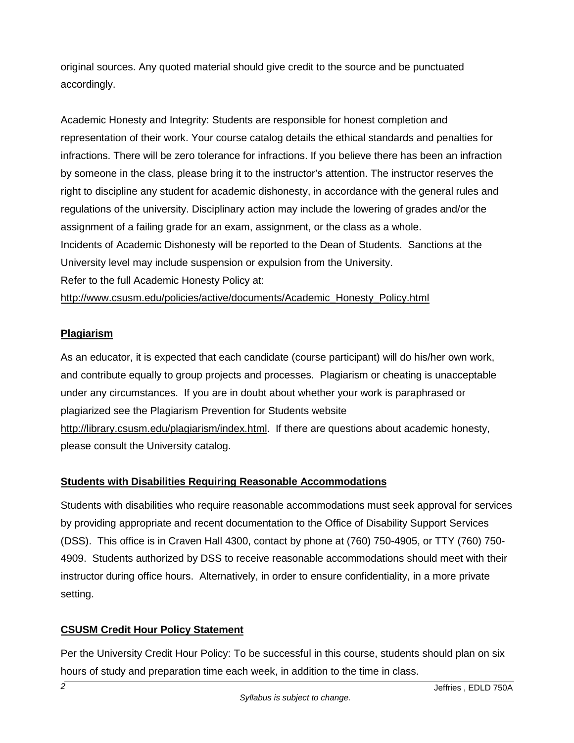original sources. Any quoted material should give credit to the source and be punctuated accordingly.

Academic Honesty and Integrity: Students are responsible for honest completion and representation of their work. Your course catalog details the ethical standards and penalties for infractions. There will be zero tolerance for infractions. If you believe there has been an infraction by someone in the class, please bring it to the instructor's attention. The instructor reserves the right to discipline any student for academic dishonesty, in accordance with the general rules and regulations of the university. Disciplinary action may include the lowering of grades and/or the assignment of a failing grade for an exam, assignment, or the class as a whole.
Incidents of Academic Dishonesty will be reported to the Dean of Students. Sanctions at the University level may include suspension or expulsion from the University.
Refer to the full Academic Honesty Policy at:
http://www.csusm.edu/policies/active/documents/Academic_Honesty_Policy.html

## **Plagiarism**

As an educator, it is expected that each candidate (course participant) will do his/her own work, and contribute equally to group projects and processes. Plagiarism or cheating is unacceptable under any circumstances. If you are in doubt about whether your work is paraphrased or plagiarized see the Plagiarism Prevention for Students website http://library.csusm.edu/plagiarism/index.html. If there are questions about academic honesty, please consult the University catalog.

## **Students with Disabilities Requiring Reasonable Accommodations**

Students with disabilities who require reasonable accommodations must seek approval for services by providing appropriate and recent documentation to the Office of Disability Support Services (DSS). This office is in Craven Hall 4300, contact by phone at (760) 750-4905, or TTY (760) 750-4909. Students authorized by DSS to receive reasonable accommodations should meet with their instructor during office hours. Alternatively, in order to ensure confidentiality, in a more private setting.

## **CSUSM Credit Hour Policy Statement**

Per the University Credit Hour Policy: To be successful in this course, students should plan on six hours of study and preparation time each week, in addition to the time in class.

*Syllabus is subject to change.*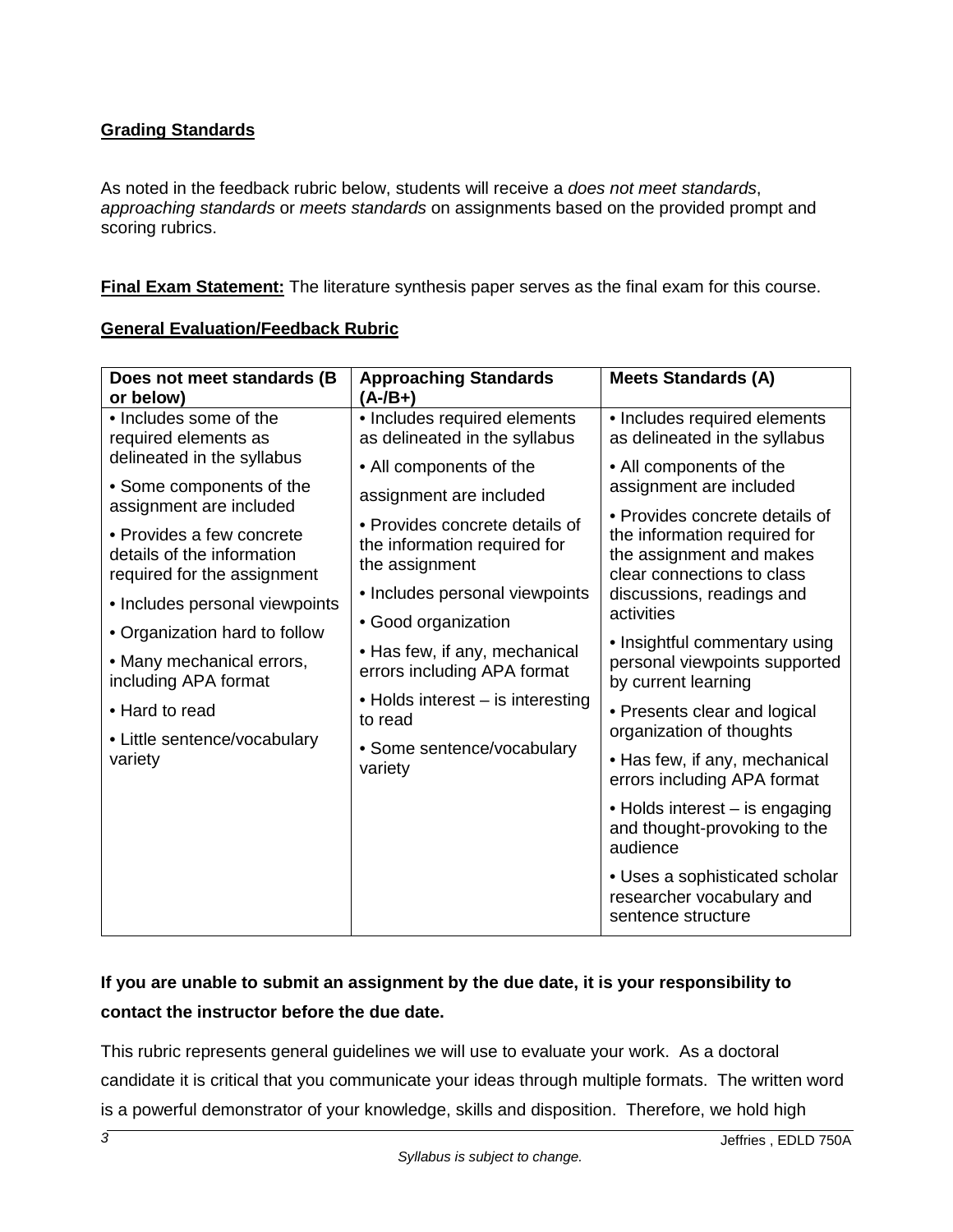**Grading Standards**

As noted in the feedback rubric below, students will receive a *does not meet standards*, *approaching standards* or *meets standards* on assignments based on the provided prompt and scoring rubrics.

**Final Exam Statement:** The literature synthesis paper serves as the final exam for this course.

**General Evaluation/Feedback Rubric**

| Does not meet standards (B or below) | Approaching Standards (A-/B+) | Meets Standards (A) |
|---|---|---|
| • Includes some of the required elements as delineated in the syllabus<br>• Some components of the assignment are included<br>• Provides a few concrete details of the information required for the assignment<br>• Includes personal viewpoints<br>• Organization hard to follow<br>• Many mechanical errors, including APA format<br>• Hard to read<br>• Little sentence/vocabulary variety | • Includes required elements as delineated in the syllabus<br>• All components of the assignment are included<br>• Provides concrete details of the information required for the assignment<br>• Includes personal viewpoints<br>• Good organization<br>• Has few, if any, mechanical errors including APA format<br>• Holds interest – is interesting to read<br>• Some sentence/vocabulary variety | • Includes required elements as delineated in the syllabus<br>• All components of the assignment are included<br>• Provides concrete details of the information required for the assignment and makes clear connections to class discussions, readings and activities<br>• Insightful commentary using personal viewpoints supported by current learning<br>• Presents clear and logical organization of thoughts<br>• Has few, if any, mechanical errors including APA format<br>• Holds interest – is engaging and thought-provoking to the audience<br>• Uses a sophisticated scholar researcher vocabulary and sentence structure |

**If you are unable to submit an assignment by the due date, it is your responsibility to contact the instructor before the due date.**

This rubric represents general guidelines we will use to evaluate your work. As a doctoral candidate it is critical that you communicate your ideas through multiple formats. The written word is a powerful demonstrator of your knowledge, skills and disposition. Therefore, we hold high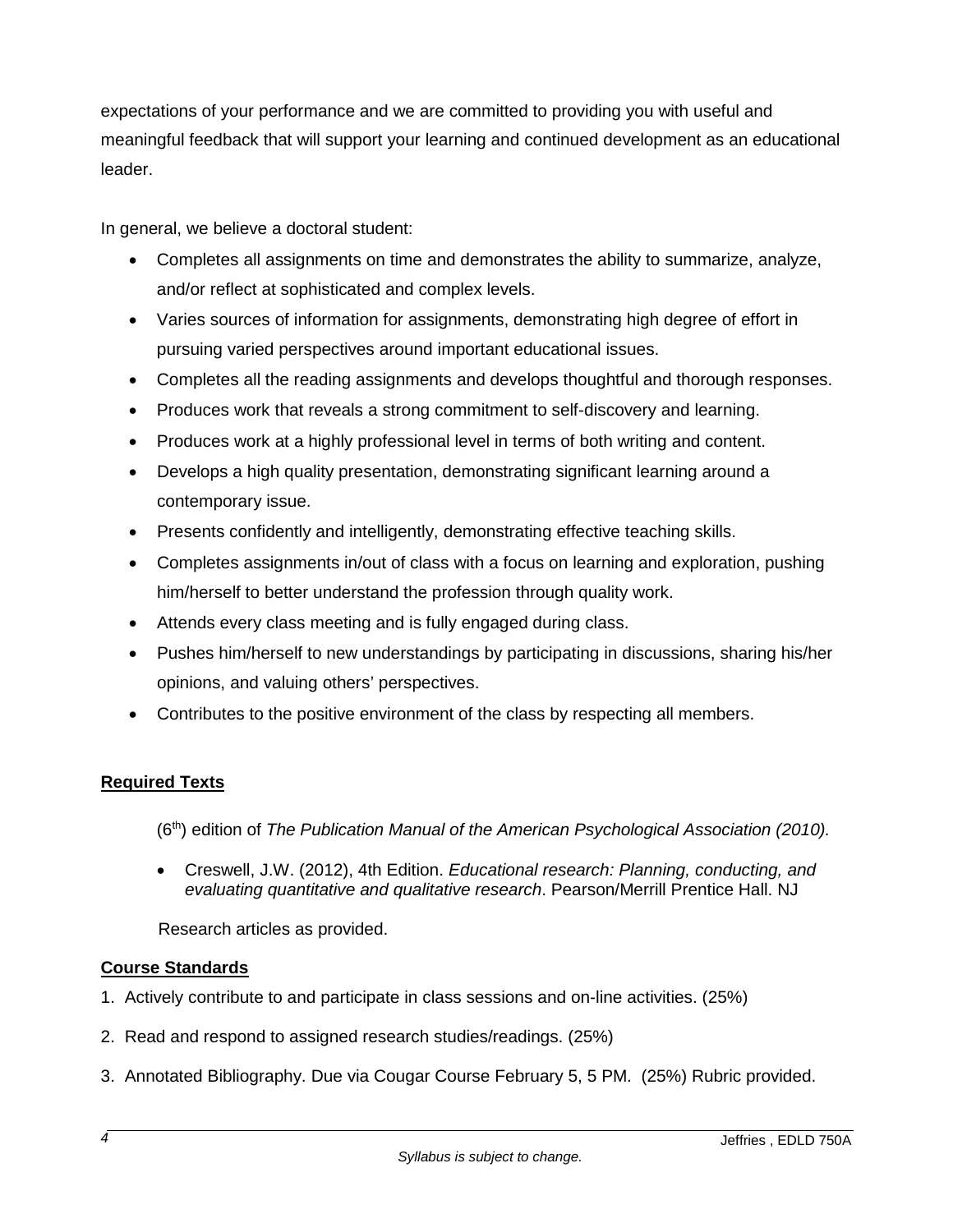expectations of your performance and we are committed to providing you with useful and meaningful feedback that will support your learning and continued development as an educational leader.

In general, we believe a doctoral student:

- Completes all assignments on time and demonstrates the ability to summarize, analyze, and/or reflect at sophisticated and complex levels.
- Varies sources of information for assignments, demonstrating high degree of effort in pursuing varied perspectives around important educational issues.
- Completes all the reading assignments and develops thoughtful and thorough responses.
- Produces work that reveals a strong commitment to self-discovery and learning.
- Produces work at a highly professional level in terms of both writing and content.
- Develops a high quality presentation, demonstrating significant learning around a contemporary issue.
- Presents confidently and intelligently, demonstrating effective teaching skills.
- Completes assignments in/out of class with a focus on learning and exploration, pushing him/herself to better understand the profession through quality work.
- Attends every class meeting and is fully engaged during class.
- Pushes him/herself to new understandings by participating in discussions, sharing his/her opinions, and valuing others' perspectives.
- Contributes to the positive environment of the class by respecting all members.

## Required Texts

(6th) edition of *The Publication Manual of the American Psychological Association (2010).*

- Creswell, J.W. (2012), 4th Edition. *Educational research: Planning, conducting, and evaluating quantitative and qualitative research*. Pearson/Merrill Prentice Hall. NJ

Research articles as provided.

## Course Standards

1. Actively contribute to and participate in class sessions and on-line activities. (25%)
2. Read and respond to assigned research studies/readings. (25%)
3. Annotated Bibliography. Due via Cougar Course February 5, 5 PM. (25%) Rubric provided.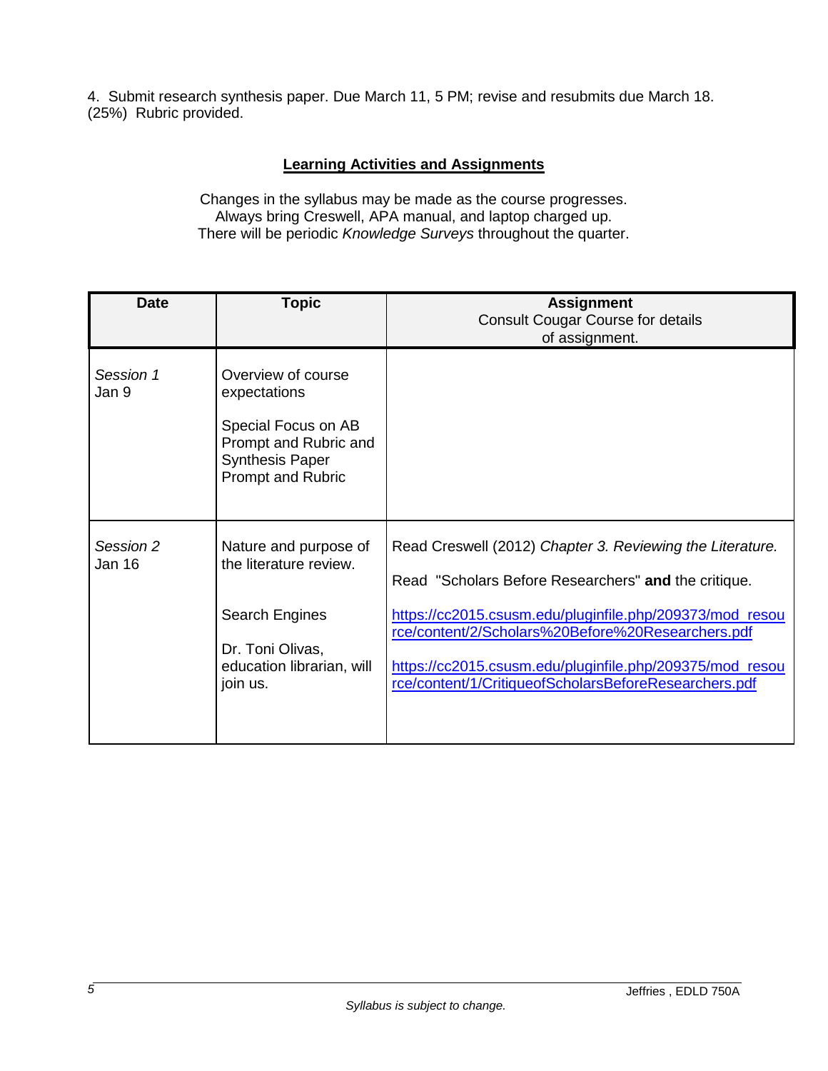4. Submit research synthesis paper. Due March 11, 5 PM; revise and resubmits due March 18. (25%) Rubric provided.

## Learning Activities and Assignments

Changes in the syllabus may be made as the course progresses.
Always bring Creswell, APA manual, and laptop charged up.
There will be periodic *Knowledge Surveys* throughout the quarter.

| Date | Topic | Assignment<br>Consult Cougar Course for details of assignment. |
|---|---|---|
| *Session 1*<br>Jan 9 | Overview of course expectations<br><br>Special Focus on AB Prompt and Rubric and Synthesis Paper Prompt and Rubric | |
| *Session 2*<br>Jan 16 | Nature and purpose of the literature review.<br><br>Search Engines<br><br>Dr. Toni Olivas, education librarian, will join us. | Read Creswell (2012) *Chapter 3. Reviewing the Literature.*<br><br>Read "Scholars Before Researchers" **and** the critique.<br><br>https://cc2015.csusm.edu/pluginfile.php/209373/mod_resource/content/2/Scholars%20Before%20Researchers.pdf<br><br>https://cc2015.csusm.edu/pluginfile.php/209375/mod_resource/content/1/CritiqueofScholarsBeforeResearchers.pdf |

*Syllabus is subject to change.*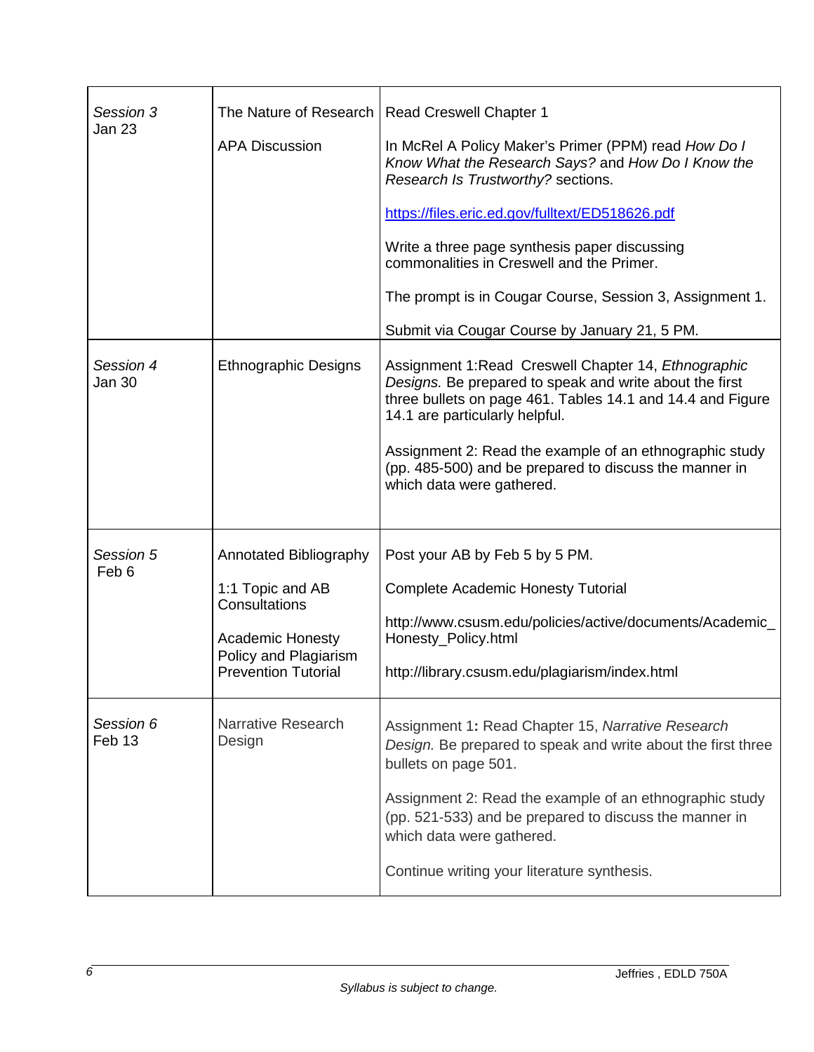| | | |
|---|---|---|
| *Session 3*<br>Jan 23 | The Nature of Research<br><br>APA Discussion | Read Creswell Chapter 1<br><br>In McRel A Policy Maker's Primer (PPM) read *How Do I Know What the Research Says?* and *How Do I Know the Research Is Trustworthy?* sections.<br><br>https://files.eric.ed.gov/fulltext/ED518626.pdf<br><br>Write a three page synthesis paper discussing commonalities in Creswell and the Primer.<br><br>The prompt is in Cougar Course, Session 3, Assignment 1.<br><br>Submit via Cougar Course by January 21, 5 PM. |
| *Session 4*<br>Jan 30 | Ethnographic Designs | Assignment 1:Read Creswell Chapter 14, *Ethnographic Designs.* Be prepared to speak and write about the first three bullets on page 461. Tables 14.1 and 14.4 and Figure 14.1 are particularly helpful.<br><br>Assignment 2: Read the example of an ethnographic study (pp. 485-500) and be prepared to discuss the manner in which data were gathered. |
| *Session 5*<br>Feb 6 | Annotated Bibliography<br><br>1:1 Topic and AB Consultations<br><br>Academic Honesty Policy and Plagiarism Prevention Tutorial | Post your AB by Feb 5 by 5 PM.<br><br>Complete Academic Honesty Tutorial<br><br>http://www.csusm.edu/policies/active/documents/Academic_Honesty_Policy.html<br><br>http://library.csusm.edu/plagiarism/index.html |
| *Session 6*<br>Feb 13 | Narrative Research Design | Assignment 1**:** Read Chapter 15, *Narrative Research Design.* Be prepared to speak and write about the first three bullets on page 501.<br><br>Assignment 2: Read the example of an ethnographic study (pp. 521-533) and be prepared to discuss the manner in which data were gathered.<br><br>Continue writing your literature synthesis. |

*Syllabus is subject to change.*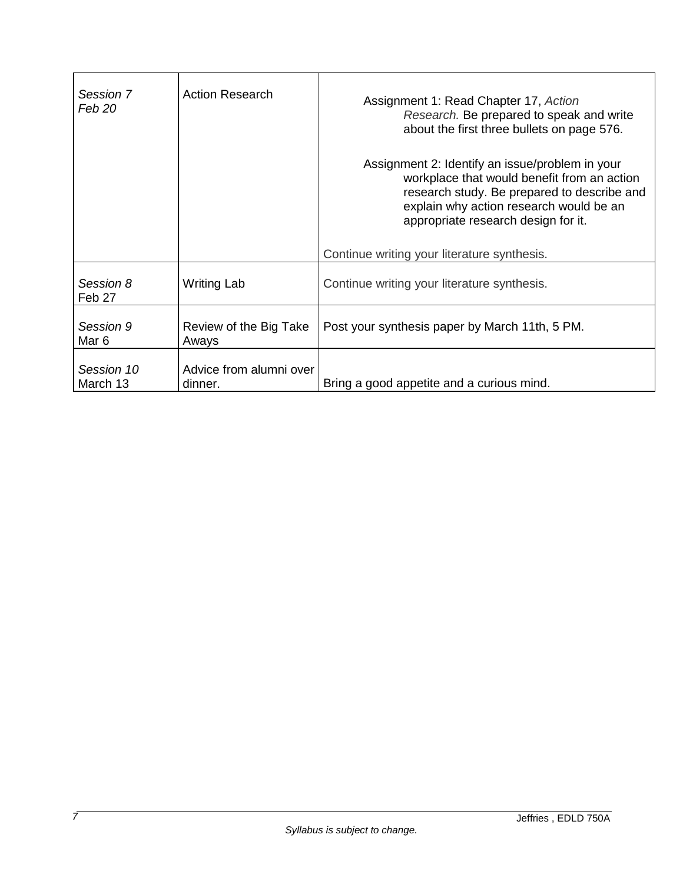| | | |
|---|---|---|
| *Session 7*<br>*Feb 20* | Action Research | Assignment 1: Read Chapter 17, *Action Research.* Be prepared to speak and write about the first three bullets on page 576.<br><br>Assignment 2: Identify an issue/problem in your workplace that would benefit from an action research study. Be prepared to describe and explain why action research would be an appropriate research design for it.<br><br>Continue writing your literature synthesis. |
| *Session 8*<br>Feb 27 | Writing Lab | Continue writing your literature synthesis. |
| *Session 9*<br>Mar 6 | Review of the Big Take Aways | Post your synthesis paper by March 11th, 5 PM. |
| *Session 10*<br>March 13 | Advice from alumni over dinner. | Bring a good appetite and a curious mind. |

*Syllabus is subject to change.*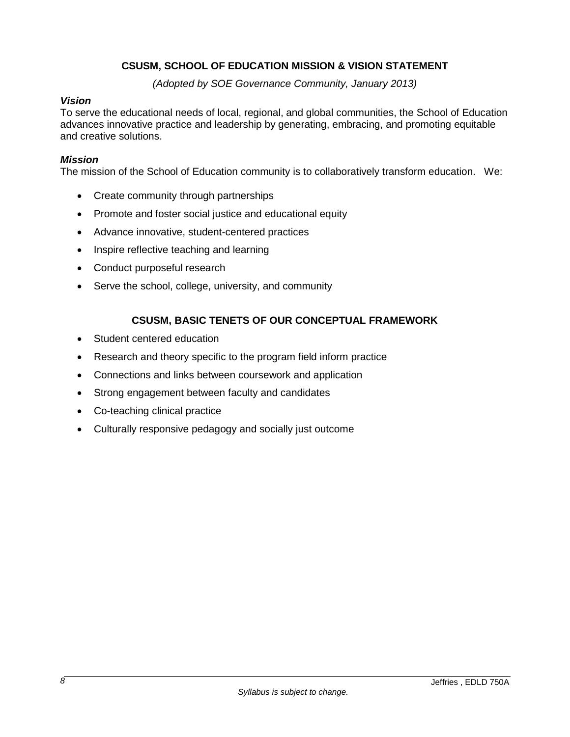## CSUSM, SCHOOL OF EDUCATION MISSION & VISION STATEMENT

*(Adopted by SOE Governance Community, January 2013)*

***Vision***

To serve the educational needs of local, regional, and global communities, the School of Education advances innovative practice and leadership by generating, embracing, and promoting equitable and creative solutions.

***Mission***

The mission of the School of Education community is to collaboratively transform education. We:

- Create community through partnerships
- Promote and foster social justice and educational equity
- Advance innovative, student-centered practices
- Inspire reflective teaching and learning
- Conduct purposeful research
- Serve the school, college, university, and community

## CSUSM, BASIC TENETS OF OUR CONCEPTUAL FRAMEWORK

- Student centered education
- Research and theory specific to the program field inform practice
- Connections and links between coursework and application
- Strong engagement between faculty and candidates
- Co-teaching clinical practice
- Culturally responsive pedagogy and socially just outcome